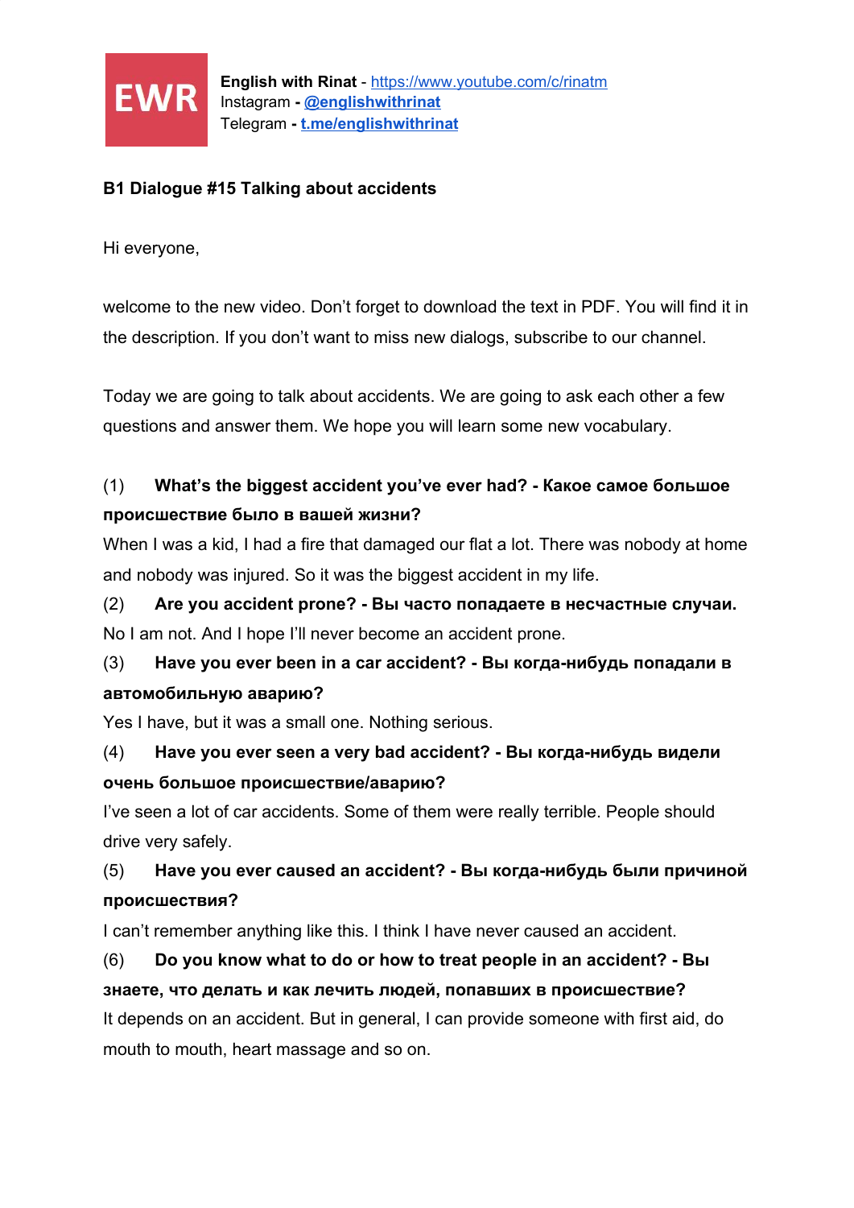EWR

**English with Rinat** - https://www.youtube.com/c/rinatm
Instagram - **@englishwithrinat**
Telegram - **t.me/englishwithrinat**

## B1 Dialogue #15 Talking about accidents

Hi everyone,

welcome to the new video. Don't forget to download the text in PDF. You will find it in the description. If you don't want to miss new dialogs, subscribe to our channel.

Today we are going to talk about accidents. We are going to ask each other a few questions and answer them. We hope you will learn some new vocabulary.

(1) **What's the biggest accident you've ever had? - Какое самое большое происшествие было в вашей жизни?**
When I was a kid, I had a fire that damaged our flat a lot. There was nobody at home and nobody was injured. So it was the biggest accident in my life.

(2) **Are you accident prone? - Вы часто попадаете в несчастные случаи.**
No I am not. And I hope I'll never become an accident prone.

(3) **Have you ever been in a car accident? - Вы когда-нибудь попадали в автомобильную аварию?**
Yes I have, but it was a small one. Nothing serious.

(4) **Have you ever seen a very bad accident? - Вы когда-нибудь видели очень большое происшествие/аварию?**
I've seen a lot of car accidents. Some of them were really terrible. People should drive very safely.

(5) **Have you ever caused an accident? - Вы когда-нибудь были причиной происшествия?**
I can't remember anything like this. I think I have never caused an accident.

(6) **Do you know what to do or how to treat people in an accident? - Вы знаете, что делать и как лечить людей, попавших в происшествие?**
It depends on an accident. But in general, I can provide someone with first aid, do mouth to mouth, heart massage and so on.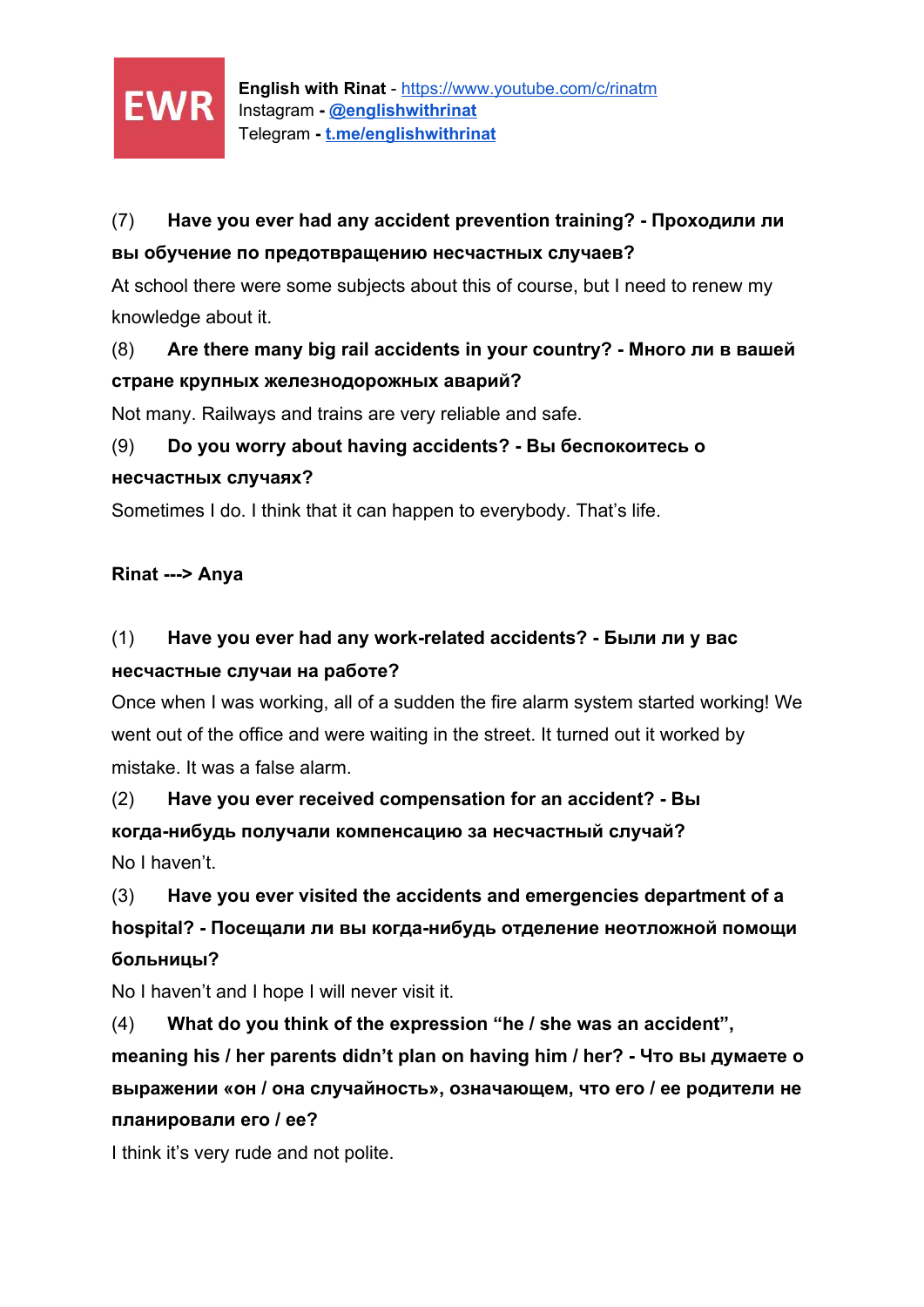(7) **Have you ever had any accident prevention training? - Проходили ли вы обучение по предотвращению несчастных случаев?**

At school there were some subjects about this of course, but I need to renew my knowledge about it.

(8) **Are there many big rail accidents in your country? - Много ли в вашей стране крупных железнодорожных аварий?**

Not many. Railways and trains are very reliable and safe.

(9) **Do you worry about having accidents? - Вы беспокоитесь о несчастных случаях?**

Sometimes I do. I think that it can happen to everybody. That's life.

**Rinat ---> Anya**

(1) **Have you ever had any work-related accidents? - Были ли у вас несчастные случаи на работе?**

Once when I was working, all of a sudden the fire alarm system started working! We went out of the office and were waiting in the street. It turned out it worked by mistake. It was a false alarm.

(2) **Have you ever received compensation for an accident? - Вы когда-нибудь получали компенсацию за несчастный случай?**

No I haven't.

(3) **Have you ever visited the accidents and emergencies department of a hospital? - Посещали ли вы когда-нибудь отделение неотложной помощи больницы?**

No I haven't and I hope I will never visit it.

(4) **What do you think of the expression "he / she was an accident", meaning his / her parents didn't plan on having him / her? - Что вы думаете о выражении «он / она случайность», означающем, что его / ее родители не планировали его / ее?**

I think it's very rude and not polite.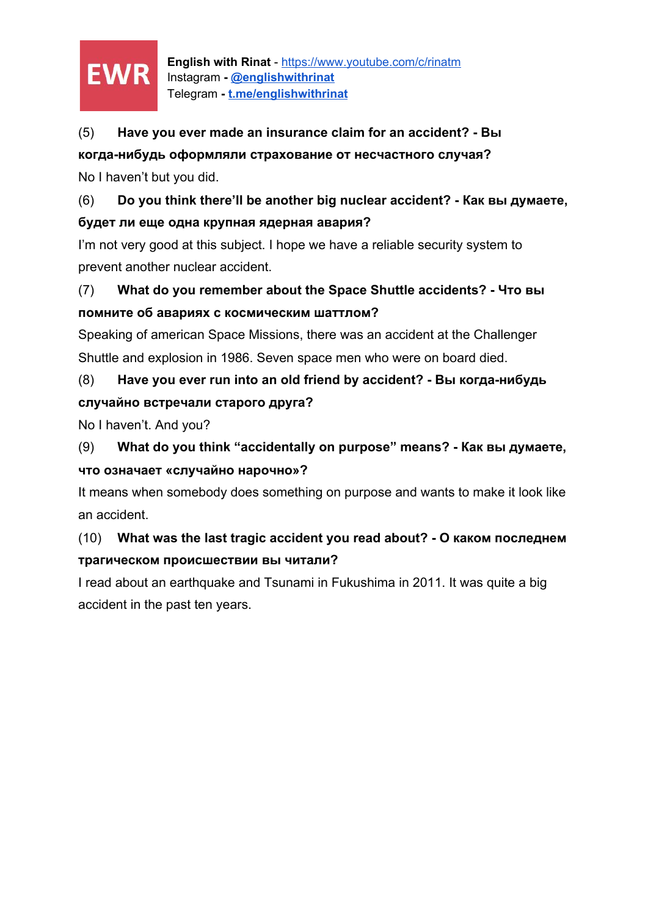**English with Rinat** - https://www.youtube.com/c/rinatm
Instagram - **@englishwithrinat**
Telegram - **t.me/englishwithrinat**

(5) **Have you ever made an insurance claim for an accident? - Вы когда-нибудь оформляли страхование от несчастного случая?**

No I haven't but you did.

(6) **Do you think there'll be another big nuclear accident? - Как вы думаете, будет ли еще одна крупная ядерная авария?**

I'm not very good at this subject. I hope we have a reliable security system to prevent another nuclear accident.

(7) **What do you remember about the Space Shuttle accidents? - Что вы помните об авариях с космическим шаттлом?**

Speaking of american Space Missions, there was an accident at the Challenger Shuttle and explosion in 1986. Seven space men who were on board died.

(8) **Have you ever run into an old friend by accident? - Вы когда-нибудь случайно встречали старого друга?**

No I haven't. And you?

(9) **What do you think "accidentally on purpose" means? - Как вы думаете, что означает «случайно нарочно»?**

It means when somebody does something on purpose and wants to make it look like an accident.

(10) **What was the last tragic accident you read about? - О каком последнем трагическом происшествии вы читали?**

I read about an earthquake and Tsunami in Fukushima in 2011. It was quite a big accident in the past ten years.